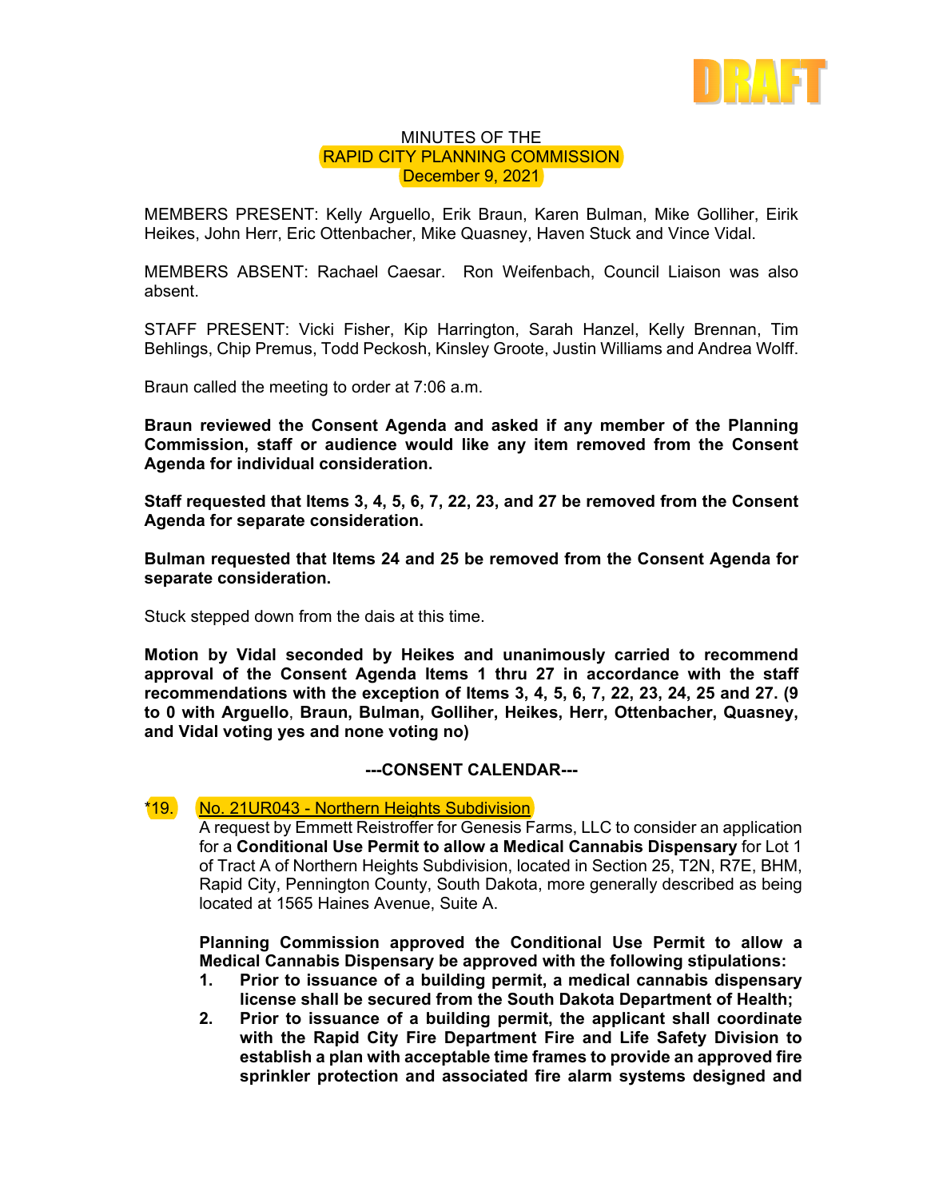DRAFT

MINUTES OF THE
RAPID CITY PLANNING COMMISSION
December 9, 2021

MEMBERS PRESENT: Kelly Arguello, Erik Braun, Karen Bulman, Mike Golliher, Eirik Heikes, John Herr, Eric Ottenbacher, Mike Quasney, Haven Stuck and Vince Vidal.

MEMBERS ABSENT: Rachael Caesar. Ron Weifenbach, Council Liaison was also absent.

STAFF PRESENT: Vicki Fisher, Kip Harrington, Sarah Hanzel, Kelly Brennan, Tim Behlings, Chip Premus, Todd Peckosh, Kinsley Groote, Justin Williams and Andrea Wolff.

Braun called the meeting to order at 7:06 a.m.

**Braun reviewed the Consent Agenda and asked if any member of the Planning Commission, staff or audience would like any item removed from the Consent Agenda for individual consideration.**

**Staff requested that Items 3, 4, 5, 6, 7, 22, 23, and 27 be removed from the Consent Agenda for separate consideration.**

**Bulman requested that Items 24 and 25 be removed from the Consent Agenda for separate consideration.**

Stuck stepped down from the dais at this time.

**Motion by Vidal seconded by Heikes and unanimously carried to recommend approval of the Consent Agenda Items 1 thru 27 in accordance with the staff recommendations with the exception of Items 3, 4, 5, 6, 7, 22, 23, 24, 25 and 27. (9 to 0 with Arguello, Braun, Bulman, Golliher, Heikes, Herr, Ottenbacher, Quasney, and Vidal voting yes and none voting no)**

**---CONSENT CALENDAR---**

*19. No. 21UR043 - Northern Heights Subdivision

A request by Emmett Reistroffer for Genesis Farms, LLC to consider an application for a **Conditional Use Permit to allow a Medical Cannabis Dispensary** for Lot 1 of Tract A of Northern Heights Subdivision, located in Section 25, T2N, R7E, BHM, Rapid City, Pennington County, South Dakota, more generally described as being located at 1565 Haines Avenue, Suite A.

**Planning Commission approved the Conditional Use Permit to allow a Medical Cannabis Dispensary be approved with the following stipulations:**

1. **Prior to issuance of a building permit, a medical cannabis dispensary license shall be secured from the South Dakota Department of Health;**
2. **Prior to issuance of a building permit, the applicant shall coordinate with the Rapid City Fire Department Fire and Life Safety Division to establish a plan with acceptable time frames to provide an approved fire sprinkler protection and associated fire alarm systems designed and**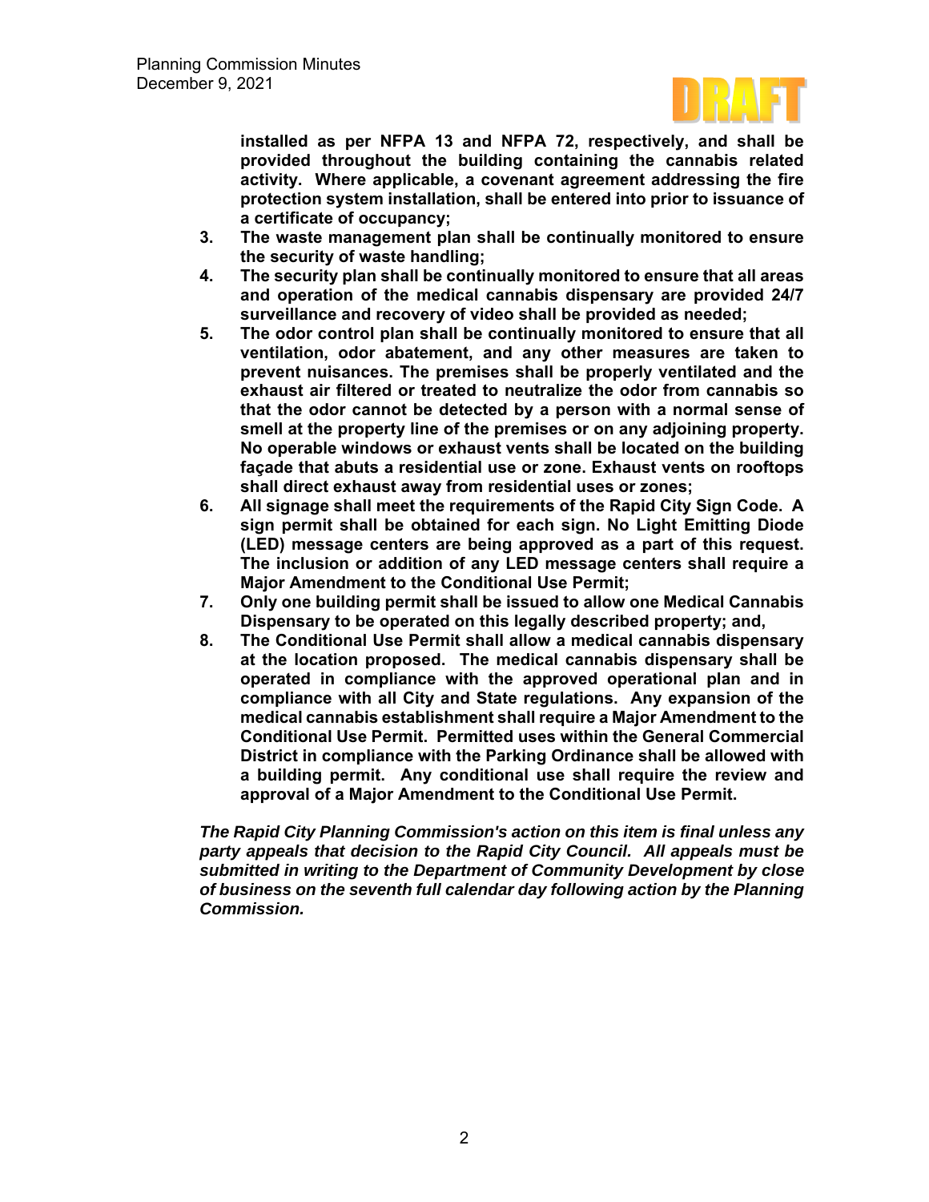**installed as per NFPA 13 and NFPA 72, respectively, and shall be provided throughout the building containing the cannabis related activity. Where applicable, a covenant agreement addressing the fire protection system installation, shall be entered into prior to issuance of a certificate of occupancy;**

3. **The waste management plan shall be continually monitored to ensure the security of waste handling;**
4. **The security plan shall be continually monitored to ensure that all areas and operation of the medical cannabis dispensary are provided 24/7 surveillance and recovery of video shall be provided as needed;**
5. **The odor control plan shall be continually monitored to ensure that all ventilation, odor abatement, and any other measures are taken to prevent nuisances. The premises shall be properly ventilated and the exhaust air filtered or treated to neutralize the odor from cannabis so that the odor cannot be detected by a person with a normal sense of smell at the property line of the premises or on any adjoining property. No operable windows or exhaust vents shall be located on the building façade that abuts a residential use or zone. Exhaust vents on rooftops shall direct exhaust away from residential uses or zones;**
6. **All signage shall meet the requirements of the Rapid City Sign Code. A sign permit shall be obtained for each sign. No Light Emitting Diode (LED) message centers are being approved as a part of this request. The inclusion or addition of any LED message centers shall require a Major Amendment to the Conditional Use Permit;**
7. **Only one building permit shall be issued to allow one Medical Cannabis Dispensary to be operated on this legally described property; and,**
8. **The Conditional Use Permit shall allow a medical cannabis dispensary at the location proposed. The medical cannabis dispensary shall be operated in compliance with the approved operational plan and in compliance with all City and State regulations. Any expansion of the medical cannabis establishment shall require a Major Amendment to the Conditional Use Permit. Permitted uses within the General Commercial District in compliance with the Parking Ordinance shall be allowed with a building permit. Any conditional use shall require the review and approval of a Major Amendment to the Conditional Use Permit.**

***The Rapid City Planning Commission's action on this item is final unless any party appeals that decision to the Rapid City Council. All appeals must be submitted in writing to the Department of Community Development by close of business on the seventh full calendar day following action by the Planning Commission.***